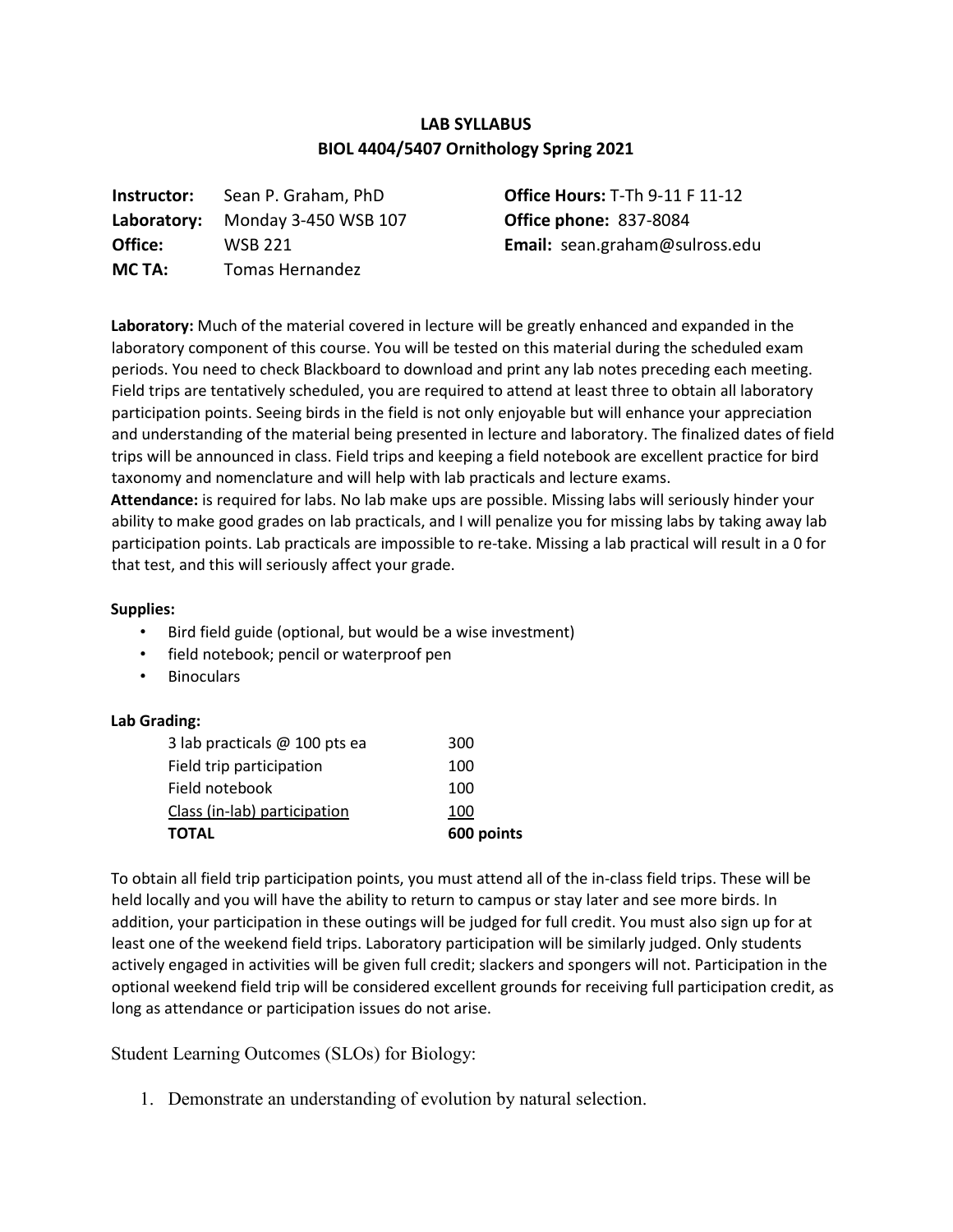# LAB SYLLABUS

## BIOL 4404/5407 Ornithology Spring 2021

**Instructor:** Sean P. Graham, PhD
**Laboratory:** Monday 3-450 WSB 107
**Office:** WSB 221
**MC TA:** Tomas Hernandez

**Office Hours:** T-Th 9-11 F 11-12
**Office phone:** 837-8084
**Email:** sean.graham@sulross.edu

**Laboratory:** Much of the material covered in lecture will be greatly enhanced and expanded in the laboratory component of this course. You will be tested on this material during the scheduled exam periods. You need to check Blackboard to download and print any lab notes preceding each meeting. Field trips are tentatively scheduled, you are required to attend at least three to obtain all laboratory participation points. Seeing birds in the field is not only enjoyable but will enhance your appreciation and understanding of the material being presented in lecture and laboratory. The finalized dates of field trips will be announced in class. Field trips and keeping a field notebook are excellent practice for bird taxonomy and nomenclature and will help with lab practicals and lecture exams.

**Attendance:** is required for labs. No lab make ups are possible. Missing labs will seriously hinder your ability to make good grades on lab practicals, and I will penalize you for missing labs by taking away lab participation points. Lab practicals are impossible to re-take. Missing a lab practical will result in a 0 for that test, and this will seriously affect your grade.

**Supplies:**

- Bird field guide (optional, but would be a wise investment)
- field notebook; pencil or waterproof pen
- Binoculars

**Lab Grading:**

| | |
|---|---|
| 3 lab practicals @ 100 pts ea | 300 |
| Field trip participation | 100 |
| Field notebook | 100 |
| Class (in-lab) participation | 100 |
| **TOTAL** | **600 points** |

To obtain all field trip participation points, you must attend all of the in-class field trips. These will be held locally and you will have the ability to return to campus or stay later and see more birds. In addition, your participation in these outings will be judged for full credit. You must also sign up for at least one of the weekend field trips. Laboratory participation will be similarly judged. Only students actively engaged in activities will be given full credit; slackers and spongers will not. Participation in the optional weekend field trip will be considered excellent grounds for receiving full participation credit, as long as attendance or participation issues do not arise.

Student Learning Outcomes (SLOs) for Biology:

1. Demonstrate an understanding of evolution by natural selection.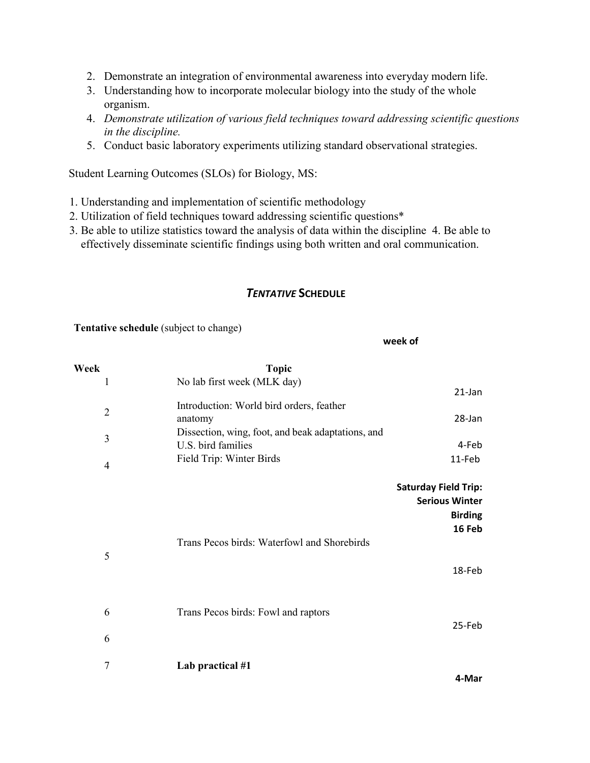2. Demonstrate an integration of environmental awareness into everyday modern life.
3. Understanding how to incorporate molecular biology into the study of the whole organism.
4. *Demonstrate utilization of various field techniques toward addressing scientific questions in the discipline.*
5. Conduct basic laboratory experiments utilizing standard observational strategies.

Student Learning Outcomes (SLOs) for Biology, MS:

1. Understanding and implementation of scientific methodology
2. Utilization of field techniques toward addressing scientific questions*
3. Be able to utilize statistics toward the analysis of data within the discipline 4. Be able to effectively disseminate scientific findings using both written and oral communication.

## *TENTATIVE* SCHEDULE

**Tentative schedule** (subject to change)

| Week | Topic | week of |
|---|---|---|
| 1 | No lab first week (MLK day) | 21-Jan |
| 2 | Introduction: World bird orders, feather anatomy | 28-Jan |
| 3 | Dissection, wing, foot, and beak adaptations, and U.S. bird families | 4-Feb |
| 4 | Field Trip: Winter Birds | 11-Feb |
| | | **Saturday Field Trip: Serious Winter Birding 16 Feb** |
| 5 | Trans Pecos birds: Waterfowl and Shorebirds | 18-Feb |
| 6 | Trans Pecos birds: Fowl and raptors | 25-Feb |
| 6 | | |
| 7 | **Lab practical #1** | **4-Mar** |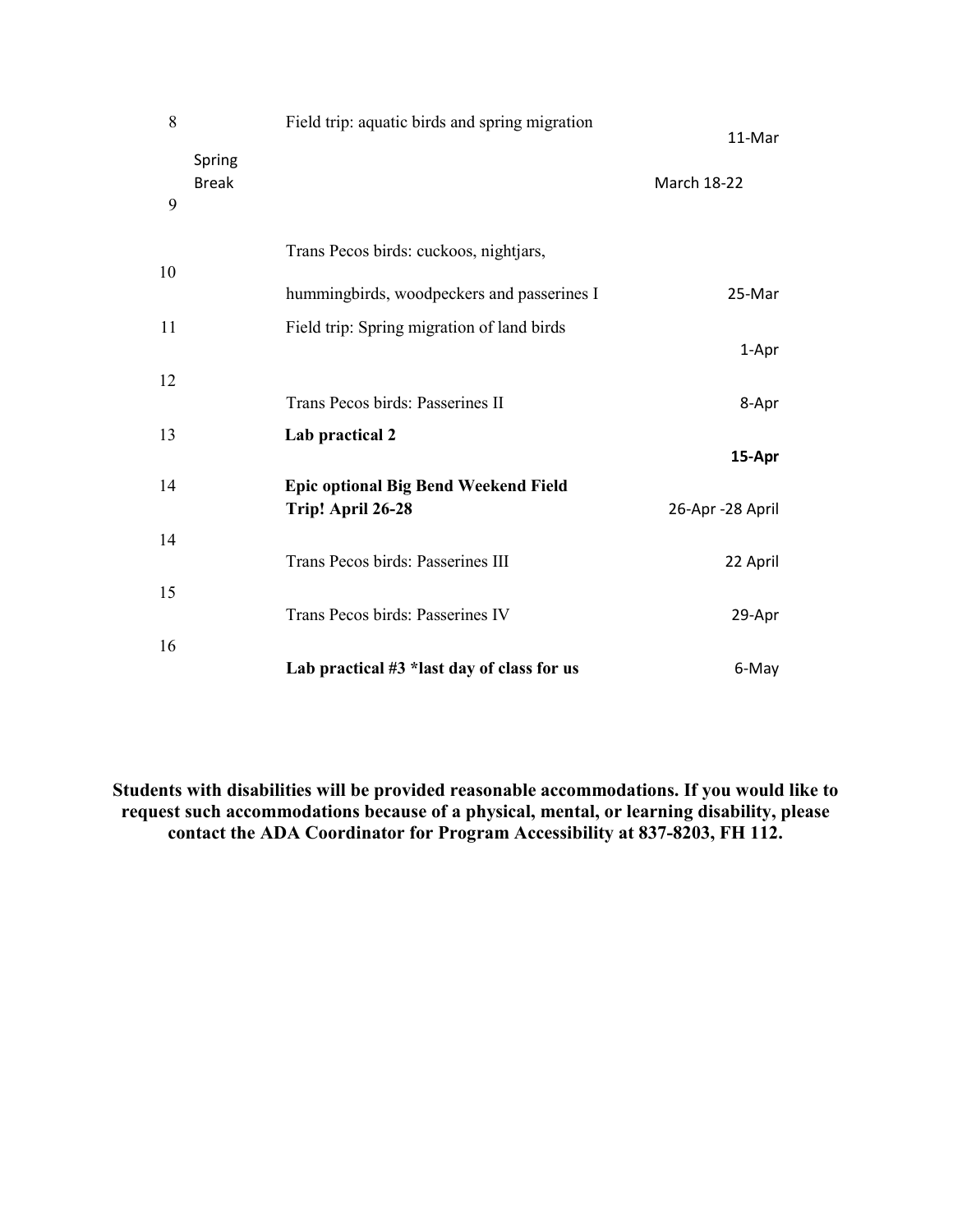| | | | |
|---|---|---|---|
| 8 | | Field trip: aquatic birds and spring migration | 11-Mar |
| 9 | Spring Break | | March 18-22 |
| 10 | | Trans Pecos birds: cuckoos, nightjars, hummingbirds, woodpeckers and passerines I | 25-Mar |
| 11 | | Field trip: Spring migration of land birds | 1-Apr |
| 12 | | Trans Pecos birds: Passerines II | 8-Apr |
| 13 | | **Lab practical 2** | **15-Apr** |
| 14 | | **Epic optional Big Bend Weekend Field Trip! April 26-28** | 26-Apr -28 April |
| 14 | | Trans Pecos birds: Passerines III | 22 April |
| 15 | | Trans Pecos birds: Passerines IV | 29-Apr |
| 16 | | **Lab practical #3 *last day of class for us** | 6-May |

**Students with disabilities will be provided reasonable accommodations. If you would like to request such accommodations because of a physical, mental, or learning disability, please contact the ADA Coordinator for Program Accessibility at 837-8203, FH 112.**